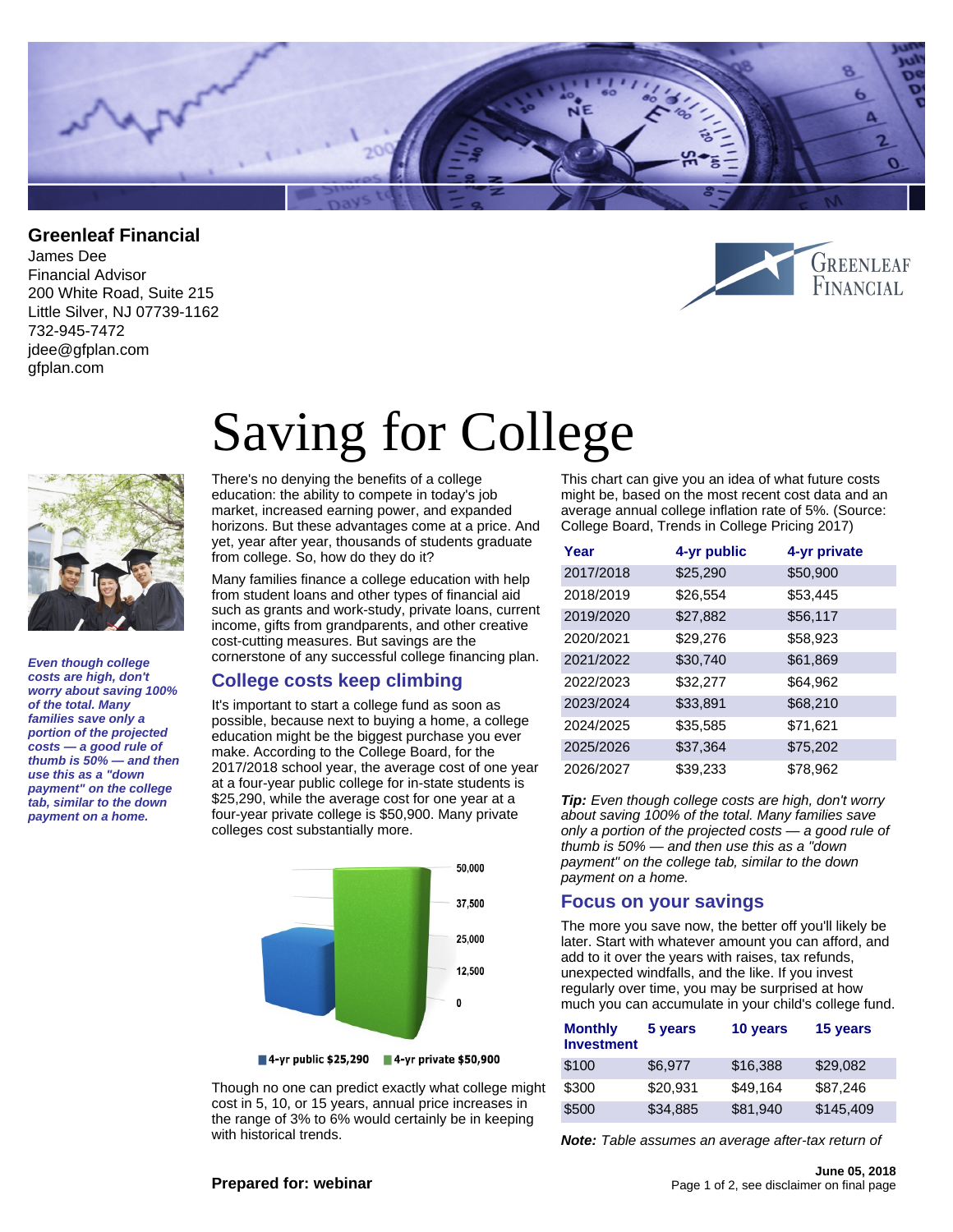## Greenleaf Financial

James Dee
Financial Advisor
200 White Road, Suite 215
Little Silver, NJ 07739-1162
732-945-7472
jdee@gfplan.com
gfplan.com

# Saving for College

***Even though college costs are high, don't worry about saving 100% of the total. Many families save only a portion of the projected costs — a good rule of thumb is 50% — and then use this as a "down payment" on the college tab, similar to the down payment on a home.***

There's no denying the benefits of a college education: the ability to compete in today's job market, increased earning power, and expanded horizons. But these advantages come at a price. And yet, year after year, thousands of students graduate from college. So, how do they do it?

Many families finance a college education with help from student loans and other types of financial aid such as grants and work-study, private loans, current income, gifts from grandparents, and other creative cost-cutting measures. But savings are the cornerstone of any successful college financing plan.

## College costs keep climbing

It's important to start a college fund as soon as possible, because next to buying a home, a college education might be the biggest purchase you ever make. According to the College Board, for the 2017/2018 school year, the average cost of one year at a four-year public college for in-state students is $25,290, while the average cost for one year at a four-year private college is $50,900. Many private colleges cost substantially more.

4-yr public $25,290 | 4-yr private $50,900

Though no one can predict exactly what college might cost in 5, 10, or 15 years, annual price increases in the range of 3% to 6% would certainly be in keeping with historical trends.

This chart can give you an idea of what future costs might be, based on the most recent cost data and an average annual college inflation rate of 5%. (Source: College Board, Trends in College Pricing 2017)

| Year | 4-yr public | 4-yr private |
|---|---|---|
| 2017/2018 | $25,290 | $50,900 |
| 2018/2019 | $26,554 | $53,445 |
| 2019/2020 | $27,882 | $56,117 |
| 2020/2021 | $29,276 | $58,923 |
| 2021/2022 | $30,740 | $61,869 |
| 2022/2023 | $32,277 | $64,962 |
| 2023/2024 | $33,891 | $68,210 |
| 2024/2025 | $35,585 | $71,621 |
| 2025/2026 | $37,364 | $75,202 |
| 2026/2027 | $39,233 | $78,962 |

***Tip:*** *Even though college costs are high, don't worry about saving 100% of the total. Many families save only a portion of the projected costs — a good rule of thumb is 50% — and then use this as a "down payment" on the college tab, similar to the down payment on a home.*

## Focus on your savings

The more you save now, the better off you'll likely be later. Start with whatever amount you can afford, and add to it over the years with raises, tax refunds, unexpected windfalls, and the like. If you invest regularly over time, you may be surprised at how much you can accumulate in your child's college fund.

| Monthly Investment | 5 years | 10 years | 15 years |
|---|---|---|---|
| $100 | $6,977 | $16,388 | $29,082 |
| $300 | $20,931 | $49,164 | $87,246 |
| $500 | $34,885 | $81,940 | $145,409 |

***Note:*** *Table assumes an average after-tax return of*

**Prepared for: webinar**

**June 05, 2018**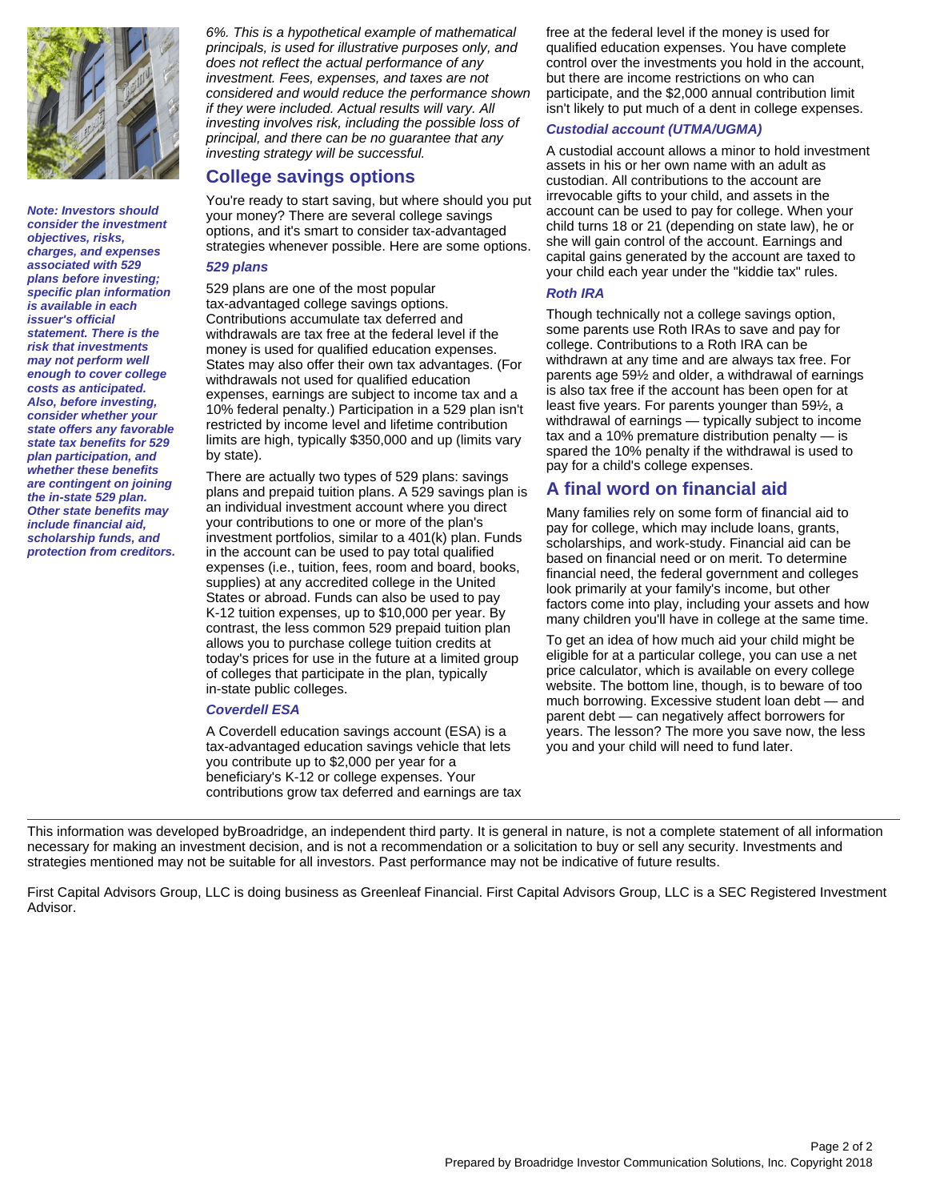***Note: Investors should consider the investment objectives, risks, charges, and expenses associated with 529 plans before investing; specific plan information is available in each issuer's official statement. There is the risk that investments may not perform well enough to cover college costs as anticipated. Also, before investing, consider whether your state offers any favorable state tax benefits for 529 plan participation, and whether these benefits are contingent on joining the in-state 529 plan. Other state benefits may include financial aid, scholarship funds, and protection from creditors.***

*6%. This is a hypothetical example of mathematical principals, is used for illustrative purposes only, and does not reflect the actual performance of any investment. Fees, expenses, and taxes are not considered and would reduce the performance shown if they were included. Actual results will vary. All investing involves risk, including the possible loss of principal, and there can be no guarantee that any investing strategy will be successful.*

## College savings options

You're ready to start saving, but where should you put your money? There are several college savings options, and it's smart to consider tax-advantaged strategies whenever possible. Here are some options.

### *529 plans*

529 plans are one of the most popular tax-advantaged college savings options. Contributions accumulate tax deferred and withdrawals are tax free at the federal level if the money is used for qualified education expenses. States may also offer their own tax advantages. (For withdrawals not used for qualified education expenses, earnings are subject to income tax and a 10% federal penalty.) Participation in a 529 plan isn't restricted by income level and lifetime contribution limits are high, typically $350,000 and up (limits vary by state).

There are actually two types of 529 plans: savings plans and prepaid tuition plans. A 529 savings plan is an individual investment account where you direct your contributions to one or more of the plan's investment portfolios, similar to a 401(k) plan. Funds in the account can be used to pay total qualified expenses (i.e., tuition, fees, room and board, books, supplies) at any accredited college in the United States or abroad. Funds can also be used to pay K-12 tuition expenses, up to $10,000 per year. By contrast, the less common 529 prepaid tuition plan allows you to purchase college tuition credits at today's prices for use in the future at a limited group of colleges that participate in the plan, typically in-state public colleges.

### *Coverdell ESA*

A Coverdell education savings account (ESA) is a tax-advantaged education savings vehicle that lets you contribute up to $2,000 per year for a beneficiary's K-12 or college expenses. Your contributions grow tax deferred and earnings are tax free at the federal level if the money is used for qualified education expenses. You have complete control over the investments you hold in the account, but there are income restrictions on who can participate, and the $2,000 annual contribution limit isn't likely to put much of a dent in college expenses.

### *Custodial account (UTMA/UGMA)*

A custodial account allows a minor to hold investment assets in his or her own name with an adult as custodian. All contributions to the account are irrevocable gifts to your child, and assets in the account can be used to pay for college. When your child turns 18 or 21 (depending on state law), he or she will gain control of the account. Earnings and capital gains generated by the account are taxed to your child each year under the "kiddie tax" rules.

### *Roth IRA*

Though technically not a college savings option, some parents use Roth IRAs to save and pay for college. Contributions to a Roth IRA can be withdrawn at any time and are always tax free. For parents age 59½ and older, a withdrawal of earnings is also tax free if the account has been open for at least five years. For parents younger than 59½, a withdrawal of earnings — typically subject to income tax and a 10% premature distribution penalty — is spared the 10% penalty if the withdrawal is used to pay for a child's college expenses.

## A final word on financial aid

Many families rely on some form of financial aid to pay for college, which may include loans, grants, scholarships, and work-study. Financial aid can be based on financial need or on merit. To determine financial need, the federal government and colleges look primarily at your family's income, but other factors come into play, including your assets and how many children you'll have in college at the same time.

To get an idea of how much aid your child might be eligible for at a particular college, you can use a net price calculator, which is available on every college website. The bottom line, though, is to beware of too much borrowing. Excessive student loan debt — and parent debt — can negatively affect borrowers for years. The lesson? The more you save now, the less you and your child will need to fund later.

---

This information was developed byBroadridge, an independent third party. It is general in nature, is not a complete statement of all information necessary for making an investment decision, and is not a recommendation or a solicitation to buy or sell any security. Investments and strategies mentioned may not be suitable for all investors. Past performance may not be indicative of future results.

First Capital Advisors Group, LLC is doing business as Greenleaf Financial. First Capital Advisors Group, LLC is a SEC Registered Investment Advisor.

Prepared by Broadridge Investor Communication Solutions, Inc. Copyright 2018